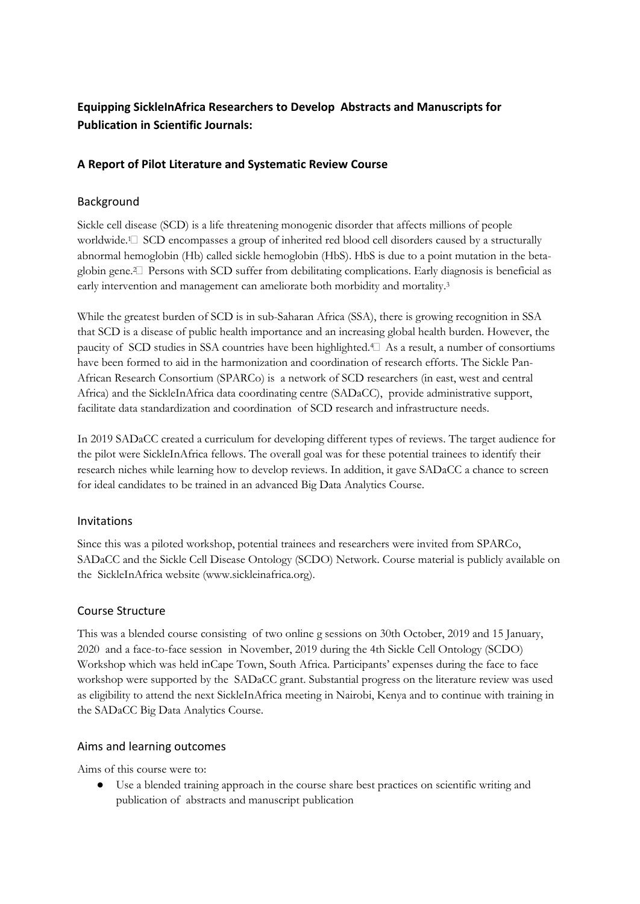# Equipping SickleInAfrica Researchers to Develop Abstracts and Manuscripts for Publication in Scientific Journals:

## A Report of Pilot Literature and Systematic Review Course

### Background

Sickle cell disease (SCD) is a life threatening monogenic disorder that affects millions of people worldwide.[1] SCD encompasses a group of inherited red blood cell disorders caused by a structurally abnormal hemoglobin (Hb) called sickle hemoglobin (HbS). HbS is due to a point mutation in the beta-globin gene.[2] Persons with SCD suffer from debilitating complications. Early diagnosis is beneficial as early intervention and management can ameliorate both morbidity and mortality.[3]

While the greatest burden of SCD is in sub-Saharan Africa (SSA), there is growing recognition in SSA that SCD is a disease of public health importance and an increasing global health burden. However, the paucity of SCD studies in SSA countries have been highlighted.[4] As a result, a number of consortiums have been formed to aid in the harmonization and coordination of research efforts. The Sickle Pan-African Research Consortium (SPARCo) is a network of SCD researchers (in east, west and central Africa) and the SickleInAfrica data coordinating centre (SADaCC), provide administrative support, facilitate data standardization and coordination of SCD research and infrastructure needs.

In 2019 SADaCC created a curriculum for developing different types of reviews. The target audience for the pilot were SickleInAfrica fellows. The overall goal was for these potential trainees to identify their research niches while learning how to develop reviews. In addition, it gave SADaCC a chance to screen for ideal candidates to be trained in an advanced Big Data Analytics Course.

### Invitations

Since this was a piloted workshop, potential trainees and researchers were invited from SPARCo, SADaCC and the Sickle Cell Disease Ontology (SCDO) Network. Course material is publicly available on the SickleInAfrica website (www.sickleinafrica.org).

### Course Structure

This was a blended course consisting of two online g sessions on 30th October, 2019 and 15 January, 2020 and a face-to-face session in November, 2019 during the 4th Sickle Cell Ontology (SCDO) Workshop which was held inCape Town, South Africa. Participants' expenses during the face to face workshop were supported by the SADaCC grant. Substantial progress on the literature review was used as eligibility to attend the next SickleInAfrica meeting in Nairobi, Kenya and to continue with training in the SADaCC Big Data Analytics Course.

### Aims and learning outcomes

Aims of this course were to:

- Use a blended training approach in the course share best practices on scientific writing and publication of abstracts and manuscript publication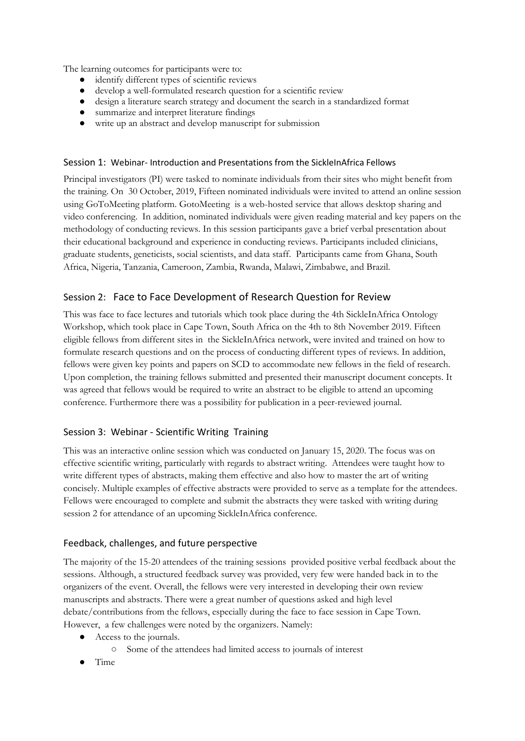The learning outcomes for participants were to:

- identify different types of scientific reviews
- develop a well-formulated research question for a scientific review
- design a literature search strategy and document the search in a standardized format
- summarize and interpret literature findings
- write up an abstract and develop manuscript for submission

### Session 1: Webinar- Introduction and Presentations from the SickleInAfrica Fellows

Principal investigators (PI) were tasked to nominate individuals from their sites who might benefit from the training. On 30 October, 2019, Fifteen nominated individuals were invited to attend an online session using GoToMeeting platform. GotoMeeting is a web-hosted service that allows desktop sharing and video conferencing. In addition, nominated individuals were given reading material and key papers on the methodology of conducting reviews. In this session participants gave a brief verbal presentation about their educational background and experience in conducting reviews. Participants included clinicians, graduate students, geneticists, social scientists, and data staff. Participants came from Ghana, South Africa, Nigeria, Tanzania, Cameroon, Zambia, Rwanda, Malawi, Zimbabwe, and Brazil.

## Session 2: Face to Face Development of Research Question for Review

This was face to face lectures and tutorials which took place during the 4th SickleInAfrica Ontology Workshop, which took place in Cape Town, South Africa on the 4th to 8th November 2019. Fifteen eligible fellows from different sites in the SickleInAfrica network, were invited and trained on how to formulate research questions and on the process of conducting different types of reviews. In addition, fellows were given key points and papers on SCD to accommodate new fellows in the field of research. Upon completion, the training fellows submitted and presented their manuscript document concepts. It was agreed that fellows would be required to write an abstract to be eligible to attend an upcoming conference. Furthermore there was a possibility for publication in a peer-reviewed journal.

### Session 3: Webinar - Scientific Writing Training

This was an interactive online session which was conducted on January 15, 2020. The focus was on effective scientific writing, particularly with regards to abstract writing. Attendees were taught how to write different types of abstracts, making them effective and also how to master the art of writing concisely. Multiple examples of effective abstracts were provided to serve as a template for the attendees. Fellows were encouraged to complete and submit the abstracts they were tasked with writing during session 2 for attendance of an upcoming SickleInAfrica conference.

### Feedback, challenges, and future perspective

The majority of the 15-20 attendees of the training sessions provided positive verbal feedback about the sessions. Although, a structured feedback survey was provided, very few were handed back in to the organizers of the event. Overall, the fellows were very interested in developing their own review manuscripts and abstracts. There were a great number of questions asked and high level debate/contributions from the fellows, especially during the face to face session in Cape Town. However, a few challenges were noted by the organizers. Namely:

- Access to the journals.
    - Some of the attendees had limited access to journals of interest
- Time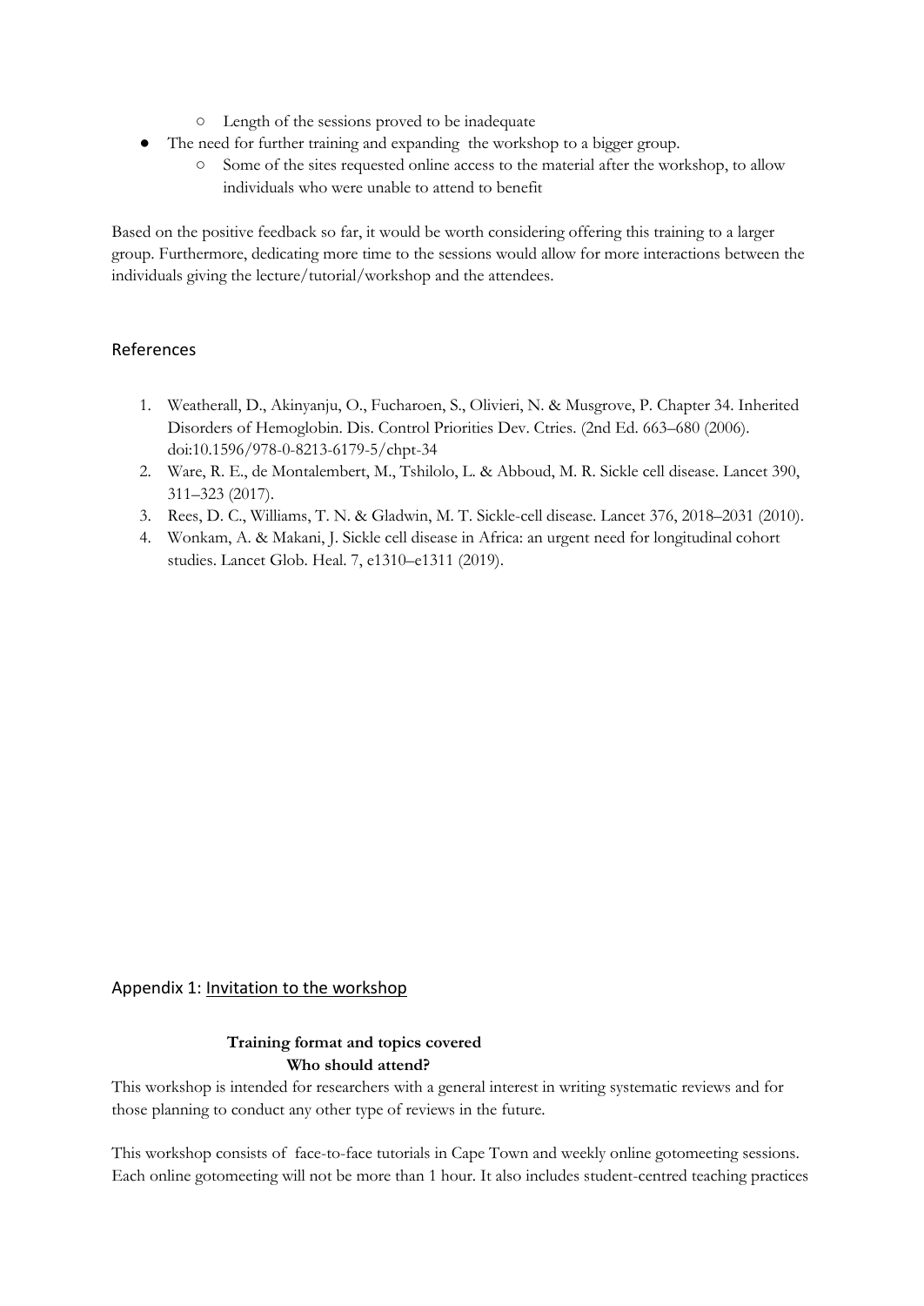- Length of the sessions proved to be inadequate
- The need for further training and expanding  the workshop to a bigger group.
    - Some of the sites requested online access to the material after the workshop, to allow individuals who were unable to attend to benefit

Based on the positive feedback so far, it would be worth considering offering this training to a larger group. Furthermore, dedicating more time to the sessions would allow for more interactions between the individuals giving the lecture/tutorial/workshop and the attendees.

## References

1. Weatherall, D., Akinyanju, O., Fucharoen, S., Olivieri, N. & Musgrove, P. Chapter 34. Inherited Disorders of Hemoglobin. Dis. Control Priorities Dev. Ctries. (2nd Ed. 663–680 (2006). doi:10.1596/978-0-8213-6179-5/chpt-34
2. Ware, R. E., de Montalembert, M., Tshilolo, L. & Abboud, M. R. Sickle cell disease. Lancet 390, 311–323 (2017).
3. Rees, D. C., Williams, T. N. & Gladwin, M. T. Sickle-cell disease. Lancet 376, 2018–2031 (2010).
4. Wonkam, A. & Makani, J. Sickle cell disease in Africa: an urgent need for longitudinal cohort studies. Lancet Glob. Heal. 7, e1310–e1311 (2019).

## Appendix 1: Invitation to the workshop

**Training format and topics covered**

**Who should attend?**

This workshop is intended for researchers with a general interest in writing systematic reviews and for those planning to conduct any other type of reviews in the future.

This workshop consists of  face-to-face tutorials in Cape Town and weekly online gotomeeting sessions. Each online gotomeeting will not be more than 1 hour. It also includes student-centred teaching practices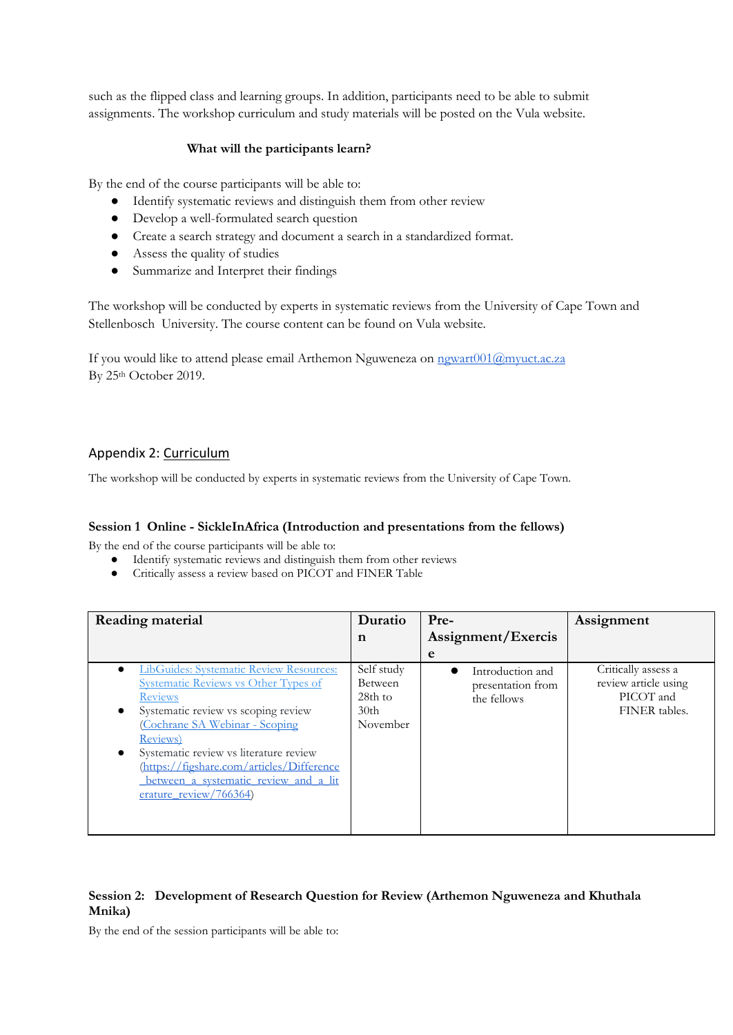such as the flipped class and learning groups. In addition, participants need to be able to submit assignments. The workshop curriculum and study materials will be posted on the Vula website.

**What will the participants learn?**

By the end of the course participants will be able to:

- Identify systematic reviews and distinguish them from other review
- Develop a well-formulated search question
- Create a search strategy and document a search in a standardized format.
- Assess the quality of studies
- Summarize and Interpret their findings

The workshop will be conducted by experts in systematic reviews from the University of Cape Town and Stellenbosch University. The course content can be found on Vula website.

If you would like to attend please email Arthemon Nguweneza on [ngwart001@myuct.ac.za](mailto:ngwart001@myuct.ac.za)
By 25th October 2019.

## Appendix 2: Curriculum

The workshop will be conducted by experts in systematic reviews from the University of Cape Town.

### Session 1 Online - SickleInAfrica (Introduction and presentations from the fellows)

By the end of the course participants will be able to:

- Identify systematic reviews and distinguish them from other reviews
- Critically assess a review based on PICOT and FINER Table

| Reading material | Duration | Pre-Assignment/Exercise | Assignment |
|---|---|---|---|
| • LibGuides: Systematic Review Resources: Systematic Reviews vs Other Types of Reviews<br>• Systematic review vs scoping review (Cochrane SA Webinar - Scoping Reviews)<br>• Systematic review vs literature review (https://figshare.com/articles/Difference_between_a_systematic_review_and_a_literature_review/766364) | Self study Between 28th to 30th November | • Introduction and presentation from the fellows | Critically assess a review article using PICOT and FINER tables. |

### Session 2: Development of Research Question for Review (Arthemon Nguweneza and Khuthala Mnika)

By the end of the session participants will be able to: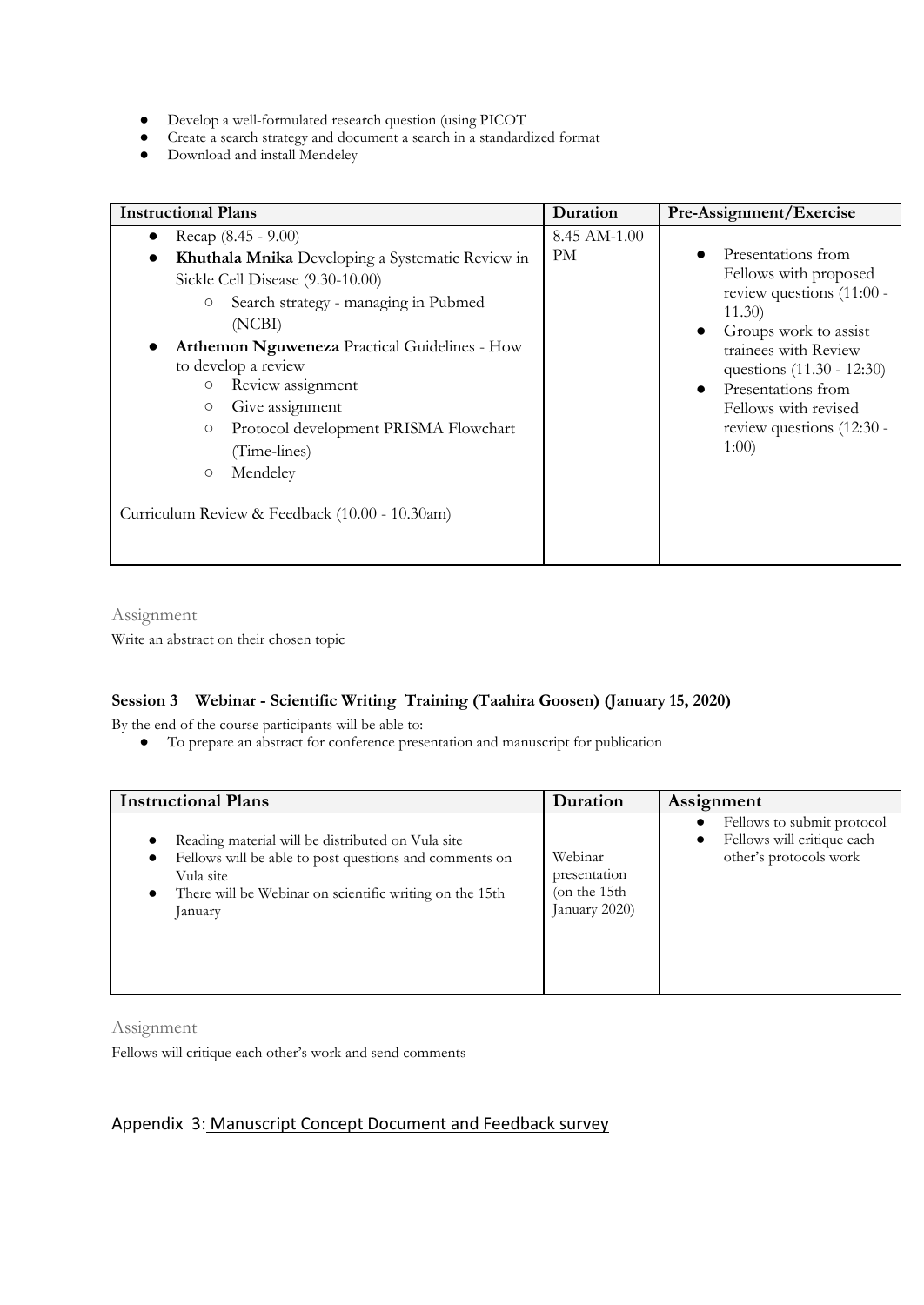- Develop a well-formulated research question (using PICOT
- Create a search strategy and document a search in a standardized format
- Download and install Mendeley

| Instructional Plans | Duration | Pre-Assignment/Exercise |
|---|---|---|
| • Recap (8.45 - 9.00)<br>• **Khuthala Mnika** Developing a Systematic Review in Sickle Cell Disease (9.30-10.00)<br>  ○ Search strategy - managing in Pubmed (NCBI)<br>• **Arthemon Nguweneza** Practical Guidelines - How to develop a review<br>  ○ Review assignment<br>  ○ Give assignment<br>  ○ Protocol development PRISMA Flowchart (Time-lines)<br>  ○ Mendeley<br><br>Curriculum Review & Feedback (10.00 - 10.30am) | 8.45 AM-1.00 PM | • Presentations from Fellows with proposed review questions (11:00 - 11.30)<br>• Groups work to assist trainees with Review questions (11.30 - 12:30)<br>• Presentations from Fellows with revised review questions (12:30 - 1:00) |

Assignment

Write an abstract on their chosen topic

### Session 3 Webinar - Scientific Writing Training (Taahira Goosen) (January 15, 2020)

By the end of the course participants will be able to:

- To prepare an abstract for conference presentation and manuscript for publication

| Instructional Plans | Duration | Assignment |
|---|---|---|
| • Reading material will be distributed on Vula site<br>• Fellows will be able to post questions and comments on Vula site<br>• There will be Webinar on scientific writing on the 15th January | Webinar presentation (on the 15th January 2020) | • Fellows to submit protocol<br>• Fellows will critique each other's protocols work |

Assignment

Fellows will critique each other's work and send comments

## Appendix 3: Manuscript Concept Document and Feedback survey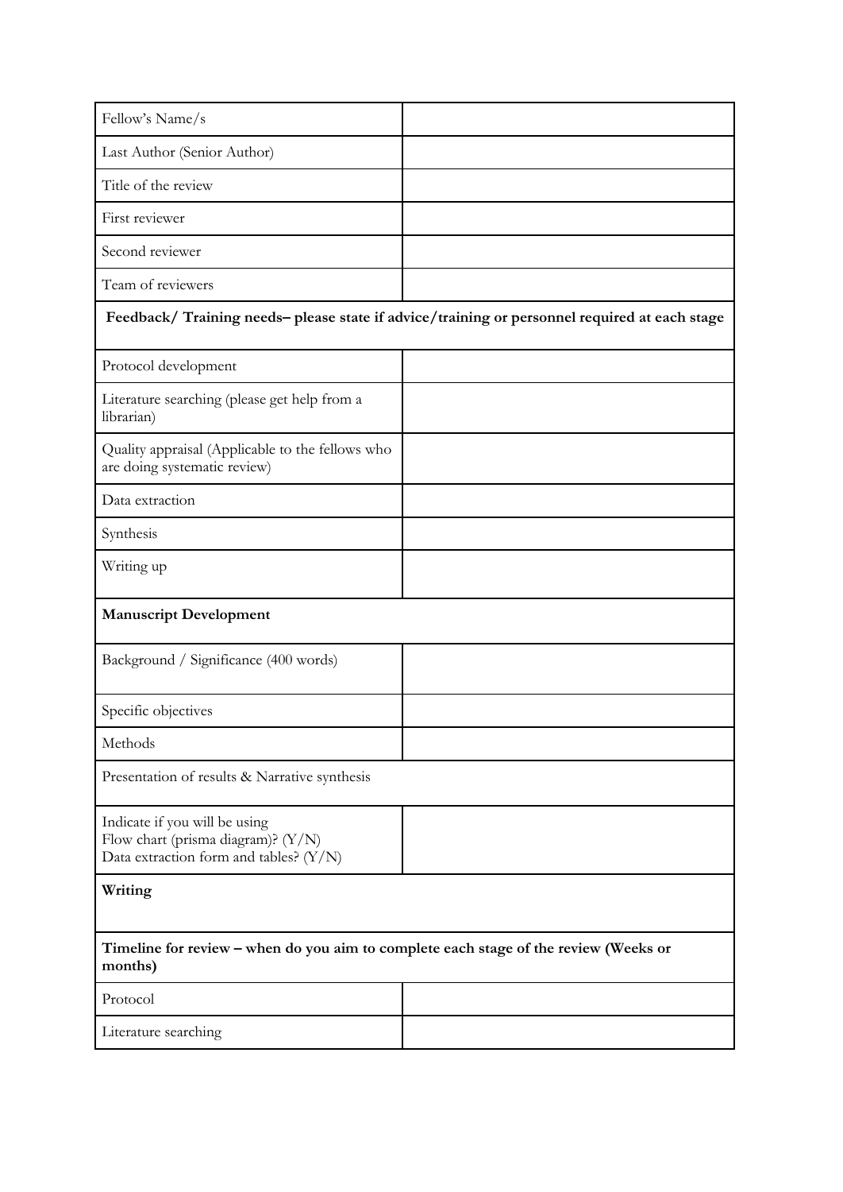| Fellow's Name/s | |
|---|---|
| Last Author (Senior Author) | |
| Title of the review | |
| First reviewer | |
| Second reviewer | |
| Team of reviewers | |
| **Feedback/ Training needs– please state if advice/training or personnel required at each stage** | |
| Protocol development | |
| Literature searching (please get help from a librarian) | |
| Quality appraisal (Applicable to the fellows who are doing systematic review) | |
| Data extraction | |
| Synthesis | |
| Writing up | |
| **Manuscript Development** | |
| Background / Significance (400 words) | |
| Specific objectives | |
| Methods | |
| Presentation of results & Narrative synthesis | |
| Indicate if you will be using<br>Flow chart (prisma diagram)? (Y/N)<br>Data extraction form and tables? (Y/N) | |
| **Writing** | |
| **Timeline for review – when do you aim to complete each stage of the review (Weeks or months)** | |
| Protocol | |
| Literature searching | |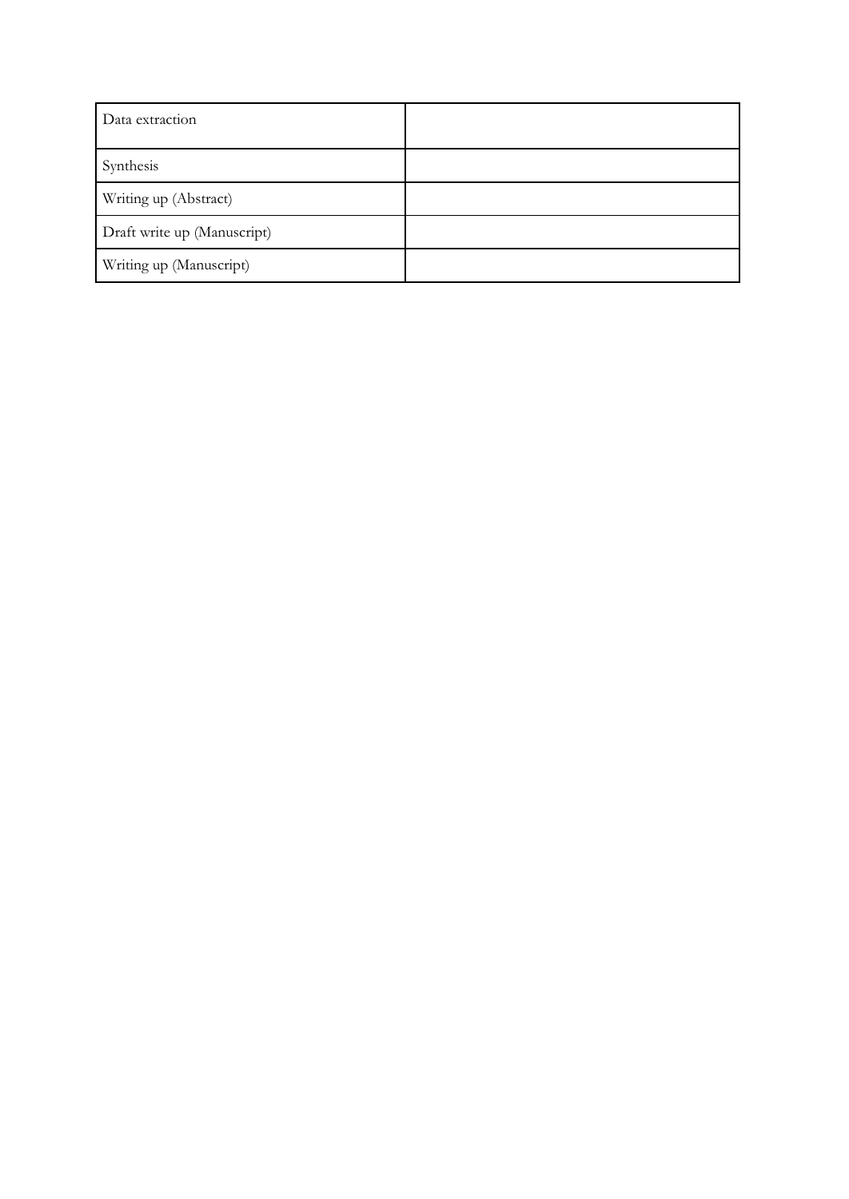| | |
|---|---|
| Data extraction | |
| Synthesis | |
| Writing up (Abstract) | |
| Draft write up (Manuscript) | |
| Writing up (Manuscript) | |